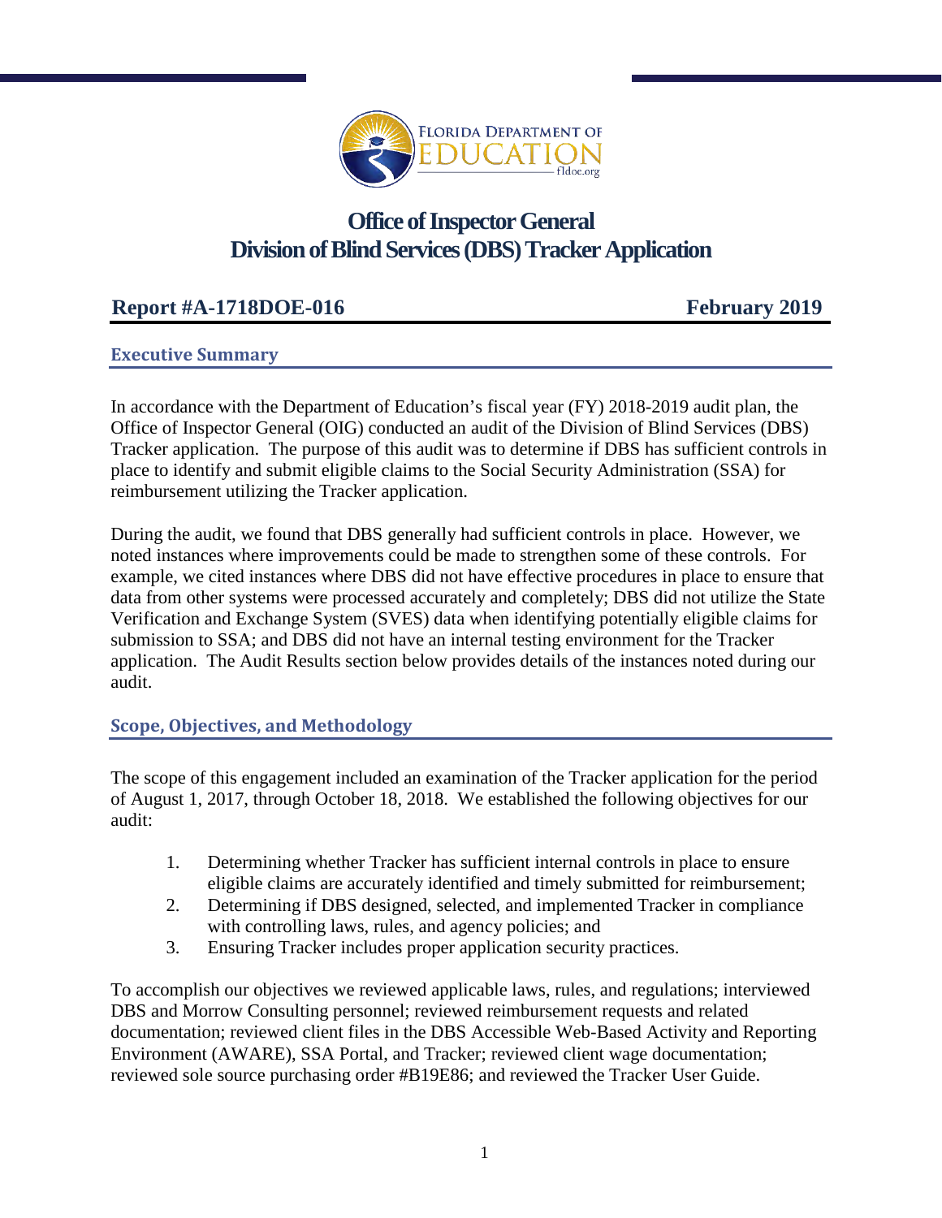# Office of Inspector General
# Division of Blind Services (DBS) Tracker Application

**Report #A-1718DOE-016** **February 2019**

## Executive Summary

In accordance with the Department of Education's fiscal year (FY) 2018-2019 audit plan, the Office of Inspector General (OIG) conducted an audit of the Division of Blind Services (DBS) Tracker application. The purpose of this audit was to determine if DBS has sufficient controls in place to identify and submit eligible claims to the Social Security Administration (SSA) for reimbursement utilizing the Tracker application.

During the audit, we found that DBS generally had sufficient controls in place. However, we noted instances where improvements could be made to strengthen some of these controls. For example, we cited instances where DBS did not have effective procedures in place to ensure that data from other systems were processed accurately and completely; DBS did not utilize the State Verification and Exchange System (SVES) data when identifying potentially eligible claims for submission to SSA; and DBS did not have an internal testing environment for the Tracker application. The Audit Results section below provides details of the instances noted during our audit.

## Scope, Objectives, and Methodology

The scope of this engagement included an examination of the Tracker application for the period of August 1, 2017, through October 18, 2018. We established the following objectives for our audit:

1. Determining whether Tracker has sufficient internal controls in place to ensure eligible claims are accurately identified and timely submitted for reimbursement;
2. Determining if DBS designed, selected, and implemented Tracker in compliance with controlling laws, rules, and agency policies; and
3. Ensuring Tracker includes proper application security practices.

To accomplish our objectives we reviewed applicable laws, rules, and regulations; interviewed DBS and Morrow Consulting personnel; reviewed reimbursement requests and related documentation; reviewed client files in the DBS Accessible Web-Based Activity and Reporting Environment (AWARE), SSA Portal, and Tracker; reviewed client wage documentation; reviewed sole source purchasing order #B19E86; and reviewed the Tracker User Guide.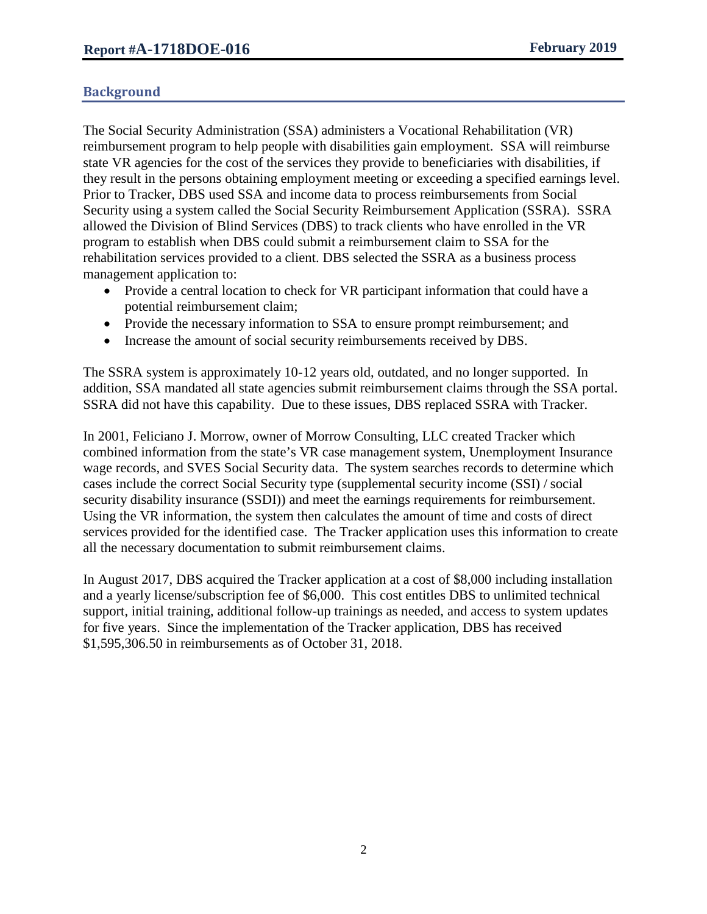## Background

The Social Security Administration (SSA) administers a Vocational Rehabilitation (VR) reimbursement program to help people with disabilities gain employment. SSA will reimburse state VR agencies for the cost of the services they provide to beneficiaries with disabilities, if they result in the persons obtaining employment meeting or exceeding a specified earnings level. Prior to Tracker, DBS used SSA and income data to process reimbursements from Social Security using a system called the Social Security Reimbursement Application (SSRA). SSRA allowed the Division of Blind Services (DBS) to track clients who have enrolled in the VR program to establish when DBS could submit a reimbursement claim to SSA for the rehabilitation services provided to a client. DBS selected the SSRA as a business process management application to:

- Provide a central location to check for VR participant information that could have a potential reimbursement claim;
- Provide the necessary information to SSA to ensure prompt reimbursement; and
- Increase the amount of social security reimbursements received by DBS.

The SSRA system is approximately 10-12 years old, outdated, and no longer supported. In addition, SSA mandated all state agencies submit reimbursement claims through the SSA portal. SSRA did not have this capability. Due to these issues, DBS replaced SSRA with Tracker.

In 2001, Feliciano J. Morrow, owner of Morrow Consulting, LLC created Tracker which combined information from the state's VR case management system, Unemployment Insurance wage records, and SVES Social Security data. The system searches records to determine which cases include the correct Social Security type (supplemental security income (SSI) / social security disability insurance (SSDI)) and meet the earnings requirements for reimbursement. Using the VR information, the system then calculates the amount of time and costs of direct services provided for the identified case. The Tracker application uses this information to create all the necessary documentation to submit reimbursement claims.

In August 2017, DBS acquired the Tracker application at a cost of $8,000 including installation and a yearly license/subscription fee of $6,000. This cost entitles DBS to unlimited technical support, initial training, additional follow-up trainings as needed, and access to system updates for five years. Since the implementation of the Tracker application, DBS has received $1,595,306.50 in reimbursements as of October 31, 2018.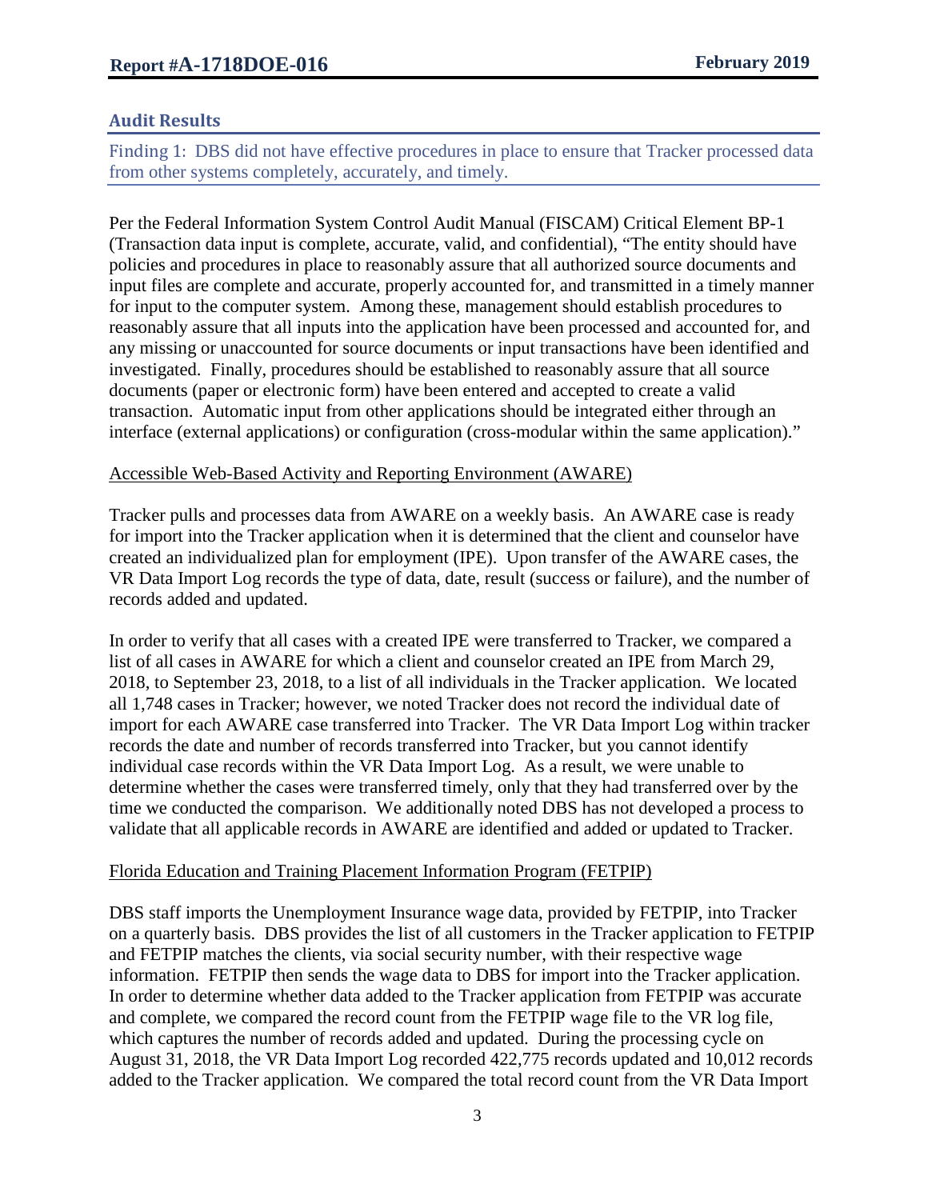## Audit Results

### Finding 1: DBS did not have effective procedures in place to ensure that Tracker processed data from other systems completely, accurately, and timely.

Per the Federal Information System Control Audit Manual (FISCAM) Critical Element BP-1 (Transaction data input is complete, accurate, valid, and confidential), "The entity should have policies and procedures in place to reasonably assure that all authorized source documents and input files are complete and accurate, properly accounted for, and transmitted in a timely manner for input to the computer system. Among these, management should establish procedures to reasonably assure that all inputs into the application have been processed and accounted for, and any missing or unaccounted for source documents or input transactions have been identified and investigated. Finally, procedures should be established to reasonably assure that all source documents (paper or electronic form) have been entered and accepted to create a valid transaction. Automatic input from other applications should be integrated either through an interface (external applications) or configuration (cross-modular within the same application)."

Accessible Web-Based Activity and Reporting Environment (AWARE)

Tracker pulls and processes data from AWARE on a weekly basis. An AWARE case is ready for import into the Tracker application when it is determined that the client and counselor have created an individualized plan for employment (IPE). Upon transfer of the AWARE cases, the VR Data Import Log records the type of data, date, result (success or failure), and the number of records added and updated.

In order to verify that all cases with a created IPE were transferred to Tracker, we compared a list of all cases in AWARE for which a client and counselor created an IPE from March 29, 2018, to September 23, 2018, to a list of all individuals in the Tracker application. We located all 1,748 cases in Tracker; however, we noted Tracker does not record the individual date of import for each AWARE case transferred into Tracker. The VR Data Import Log within tracker records the date and number of records transferred into Tracker, but you cannot identify individual case records within the VR Data Import Log. As a result, we were unable to determine whether the cases were transferred timely, only that they had transferred over by the time we conducted the comparison. We additionally noted DBS has not developed a process to validate that all applicable records in AWARE are identified and added or updated to Tracker.

Florida Education and Training Placement Information Program (FETPIP)

DBS staff imports the Unemployment Insurance wage data, provided by FETPIP, into Tracker on a quarterly basis. DBS provides the list of all customers in the Tracker application to FETPIP and FETPIP matches the clients, via social security number, with their respective wage information. FETPIP then sends the wage data to DBS for import into the Tracker application. In order to determine whether data added to the Tracker application from FETPIP was accurate and complete, we compared the record count from the FETPIP wage file to the VR log file, which captures the number of records added and updated. During the processing cycle on August 31, 2018, the VR Data Import Log recorded 422,775 records updated and 10,012 records added to the Tracker application. We compared the total record count from the VR Data Import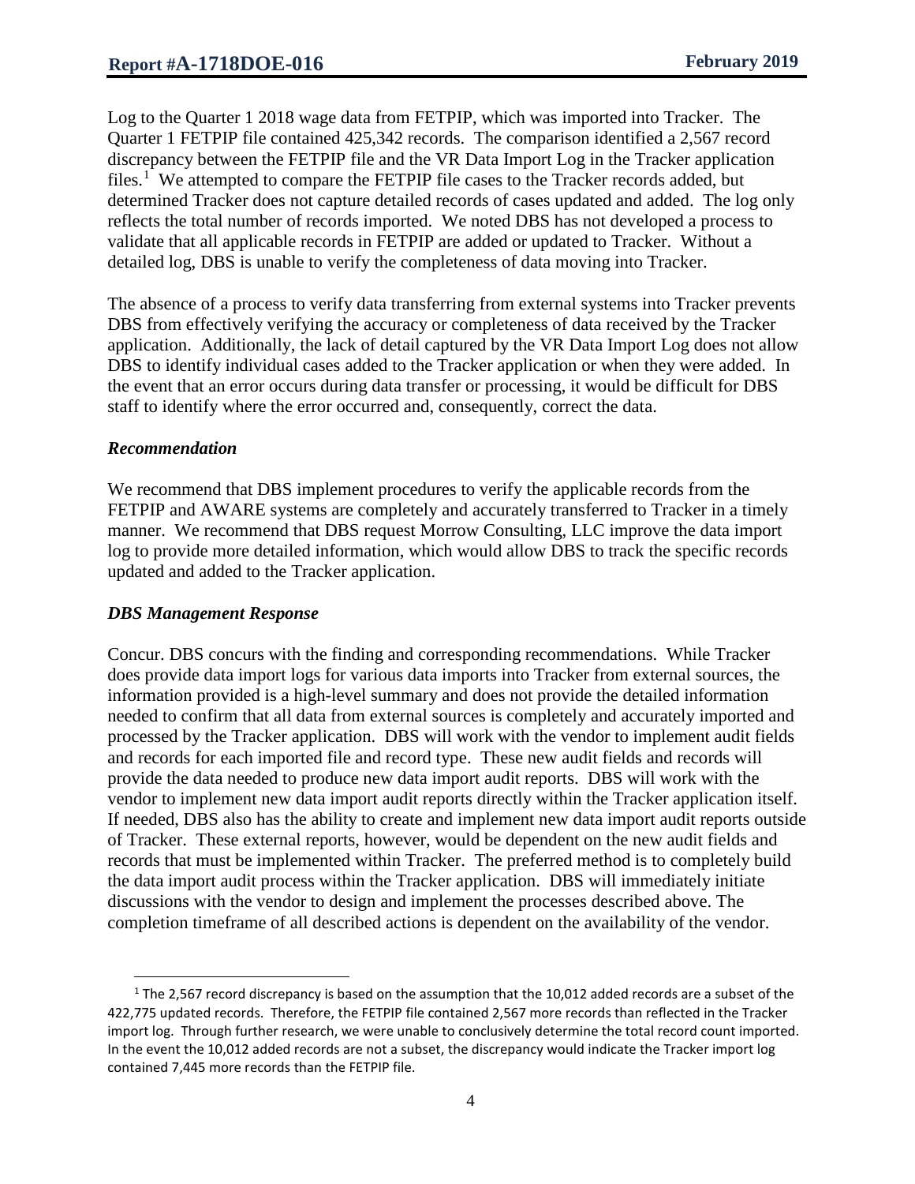Log to the Quarter 1 2018 wage data from FETPIP, which was imported into Tracker. The Quarter 1 FETPIP file contained 425,342 records. The comparison identified a 2,567 record discrepancy between the FETPIP file and the VR Data Import Log in the Tracker application files.[1] We attempted to compare the FETPIP file cases to the Tracker records added, but determined Tracker does not capture detailed records of cases updated and added. The log only reflects the total number of records imported. We noted DBS has not developed a process to validate that all applicable records in FETPIP are added or updated to Tracker. Without a detailed log, DBS is unable to verify the completeness of data moving into Tracker.

The absence of a process to verify data transferring from external systems into Tracker prevents DBS from effectively verifying the accuracy or completeness of data received by the Tracker application. Additionally, the lack of detail captured by the VR Data Import Log does not allow DBS to identify individual cases added to the Tracker application or when they were added. In the event that an error occurs during data transfer or processing, it would be difficult for DBS staff to identify where the error occurred and, consequently, correct the data.

### *Recommendation*

We recommend that DBS implement procedures to verify the applicable records from the FETPIP and AWARE systems are completely and accurately transferred to Tracker in a timely manner. We recommend that DBS request Morrow Consulting, LLC improve the data import log to provide more detailed information, which would allow DBS to track the specific records updated and added to the Tracker application.

### *DBS Management Response*

Concur. DBS concurs with the finding and corresponding recommendations. While Tracker does provide data import logs for various data imports into Tracker from external sources, the information provided is a high-level summary and does not provide the detailed information needed to confirm that all data from external sources is completely and accurately imported and processed by the Tracker application. DBS will work with the vendor to implement audit fields and records for each imported file and record type. These new audit fields and records will provide the data needed to produce new data import audit reports. DBS will work with the vendor to implement new data import audit reports directly within the Tracker application itself. If needed, DBS also has the ability to create and implement new data import audit reports outside of Tracker. These external reports, however, would be dependent on the new audit fields and records that must be implemented within Tracker. The preferred method is to completely build the data import audit process within the Tracker application. DBS will immediately initiate discussions with the vendor to design and implement the processes described above. The completion timeframe of all described actions is dependent on the availability of the vendor.

---

[1] The 2,567 record discrepancy is based on the assumption that the 10,012 added records are a subset of the 422,775 updated records. Therefore, the FETPIP file contained 2,567 more records than reflected in the Tracker import log. Through further research, we were unable to conclusively determine the total record count imported. In the event the 10,012 added records are not a subset, the discrepancy would indicate the Tracker import log contained 7,445 more records than the FETPIP file.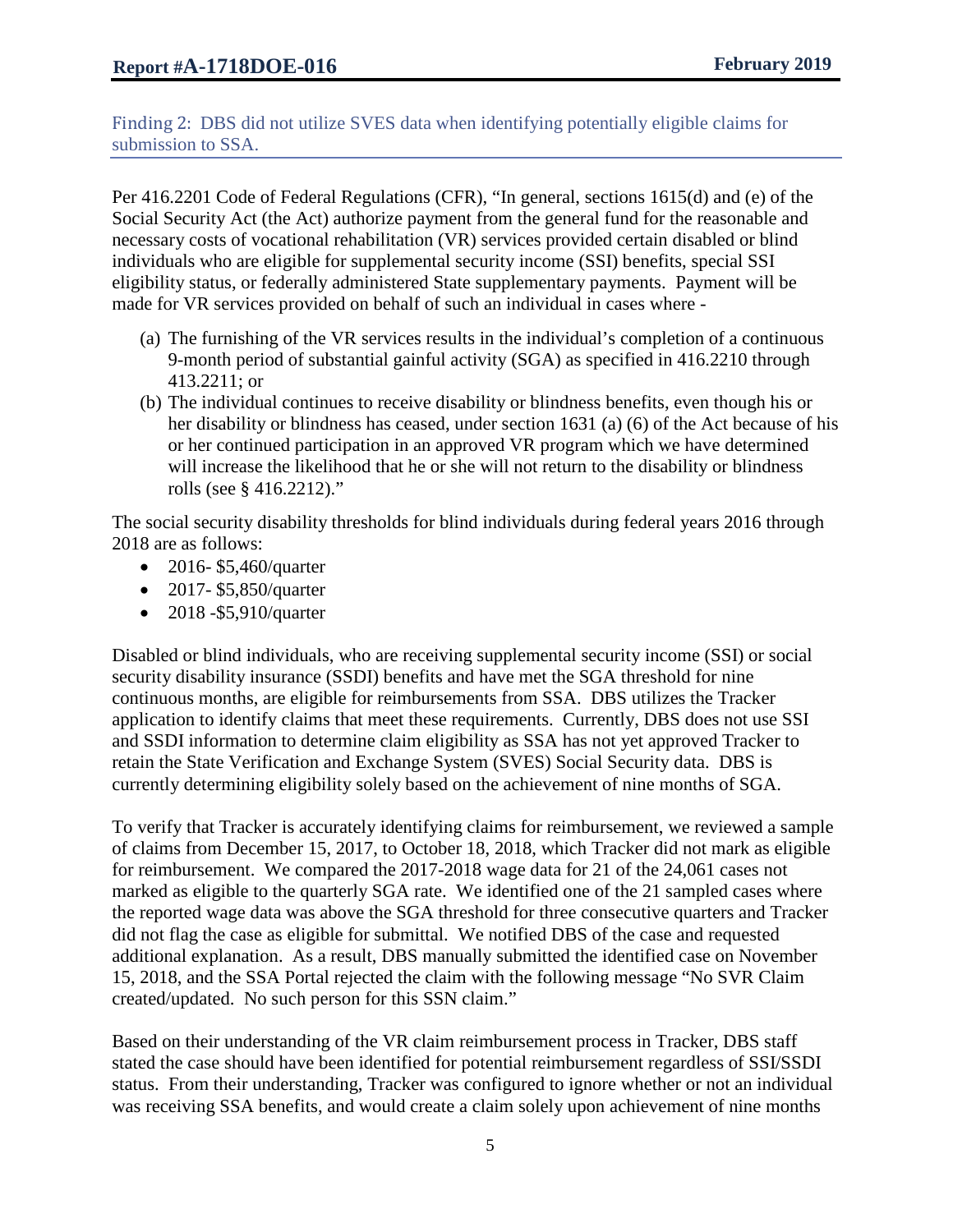### Finding 2: DBS did not utilize SVES data when identifying potentially eligible claims for submission to SSA.

Per 416.2201 Code of Federal Regulations (CFR), "In general, sections 1615(d) and (e) of the Social Security Act (the Act) authorize payment from the general fund for the reasonable and necessary costs of vocational rehabilitation (VR) services provided certain disabled or blind individuals who are eligible for supplemental security income (SSI) benefits, special SSI eligibility status, or federally administered State supplementary payments. Payment will be made for VR services provided on behalf of such an individual in cases where -

(a) The furnishing of the VR services results in the individual's completion of a continuous 9-month period of substantial gainful activity (SGA) as specified in 416.2210 through 413.2211; or
(b) The individual continues to receive disability or blindness benefits, even though his or her disability or blindness has ceased, under section 1631 (a) (6) of the Act because of his or her continued participation in an approved VR program which we have determined will increase the likelihood that he or she will not return to the disability or blindness rolls (see § 416.2212)."

The social security disability thresholds for blind individuals during federal years 2016 through 2018 are as follows:

- 2016- $5,460/quarter
- 2017- $5,850/quarter
- 2018 -$5,910/quarter

Disabled or blind individuals, who are receiving supplemental security income (SSI) or social security disability insurance (SSDI) benefits and have met the SGA threshold for nine continuous months, are eligible for reimbursements from SSA. DBS utilizes the Tracker application to identify claims that meet these requirements. Currently, DBS does not use SSI and SSDI information to determine claim eligibility as SSA has not yet approved Tracker to retain the State Verification and Exchange System (SVES) Social Security data. DBS is currently determining eligibility solely based on the achievement of nine months of SGA.

To verify that Tracker is accurately identifying claims for reimbursement, we reviewed a sample of claims from December 15, 2017, to October 18, 2018, which Tracker did not mark as eligible for reimbursement. We compared the 2017-2018 wage data for 21 of the 24,061 cases not marked as eligible to the quarterly SGA rate. We identified one of the 21 sampled cases where the reported wage data was above the SGA threshold for three consecutive quarters and Tracker did not flag the case as eligible for submittal. We notified DBS of the case and requested additional explanation. As a result, DBS manually submitted the identified case on November 15, 2018, and the SSA Portal rejected the claim with the following message "No SVR Claim created/updated. No such person for this SSN claim."

Based on their understanding of the VR claim reimbursement process in Tracker, DBS staff stated the case should have been identified for potential reimbursement regardless of SSI/SSDI status. From their understanding, Tracker was configured to ignore whether or not an individual was receiving SSA benefits, and would create a claim solely upon achievement of nine months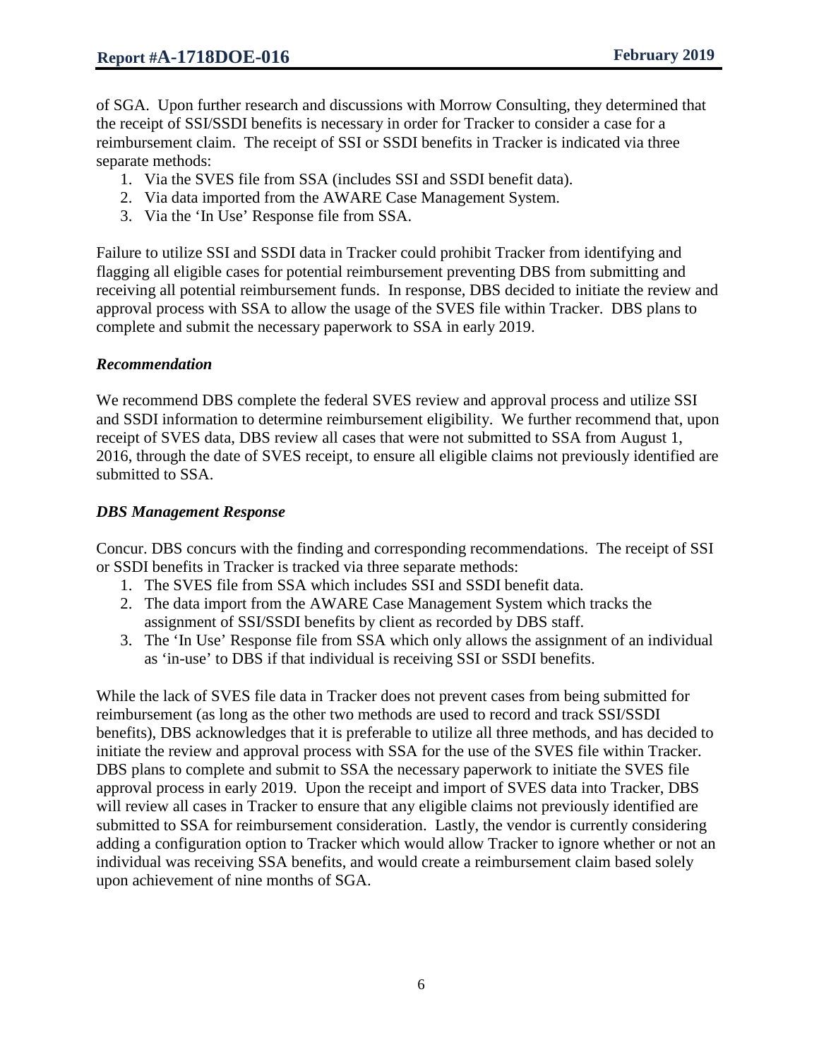of SGA. Upon further research and discussions with Morrow Consulting, they determined that the receipt of SSI/SSDI benefits is necessary in order for Tracker to consider a case for a reimbursement claim. The receipt of SSI or SSDI benefits in Tracker is indicated via three separate methods:

1. Via the SVES file from SSA (includes SSI and SSDI benefit data).
2. Via data imported from the AWARE Case Management System.
3. Via the 'In Use' Response file from SSA.

Failure to utilize SSI and SSDI data in Tracker could prohibit Tracker from identifying and flagging all eligible cases for potential reimbursement preventing DBS from submitting and receiving all potential reimbursement funds. In response, DBS decided to initiate the review and approval process with SSA to allow the usage of the SVES file within Tracker. DBS plans to complete and submit the necessary paperwork to SSA in early 2019.

***Recommendation***

We recommend DBS complete the federal SVES review and approval process and utilize SSI and SSDI information to determine reimbursement eligibility. We further recommend that, upon receipt of SVES data, DBS review all cases that were not submitted to SSA from August 1, 2016, through the date of SVES receipt, to ensure all eligible claims not previously identified are submitted to SSA.

***DBS Management Response***

Concur. DBS concurs with the finding and corresponding recommendations. The receipt of SSI or SSDI benefits in Tracker is tracked via three separate methods:

1. The SVES file from SSA which includes SSI and SSDI benefit data.
2. The data import from the AWARE Case Management System which tracks the assignment of SSI/SSDI benefits by client as recorded by DBS staff.
3. The 'In Use' Response file from SSA which only allows the assignment of an individual as 'in-use' to DBS if that individual is receiving SSI or SSDI benefits.

While the lack of SVES file data in Tracker does not prevent cases from being submitted for reimbursement (as long as the other two methods are used to record and track SSI/SSDI benefits), DBS acknowledges that it is preferable to utilize all three methods, and has decided to initiate the review and approval process with SSA for the use of the SVES file within Tracker. DBS plans to complete and submit to SSA the necessary paperwork to initiate the SVES file approval process in early 2019. Upon the receipt and import of SVES data into Tracker, DBS will review all cases in Tracker to ensure that any eligible claims not previously identified are submitted to SSA for reimbursement consideration. Lastly, the vendor is currently considering adding a configuration option to Tracker which would allow Tracker to ignore whether or not an individual was receiving SSA benefits, and would create a reimbursement claim based solely upon achievement of nine months of SGA.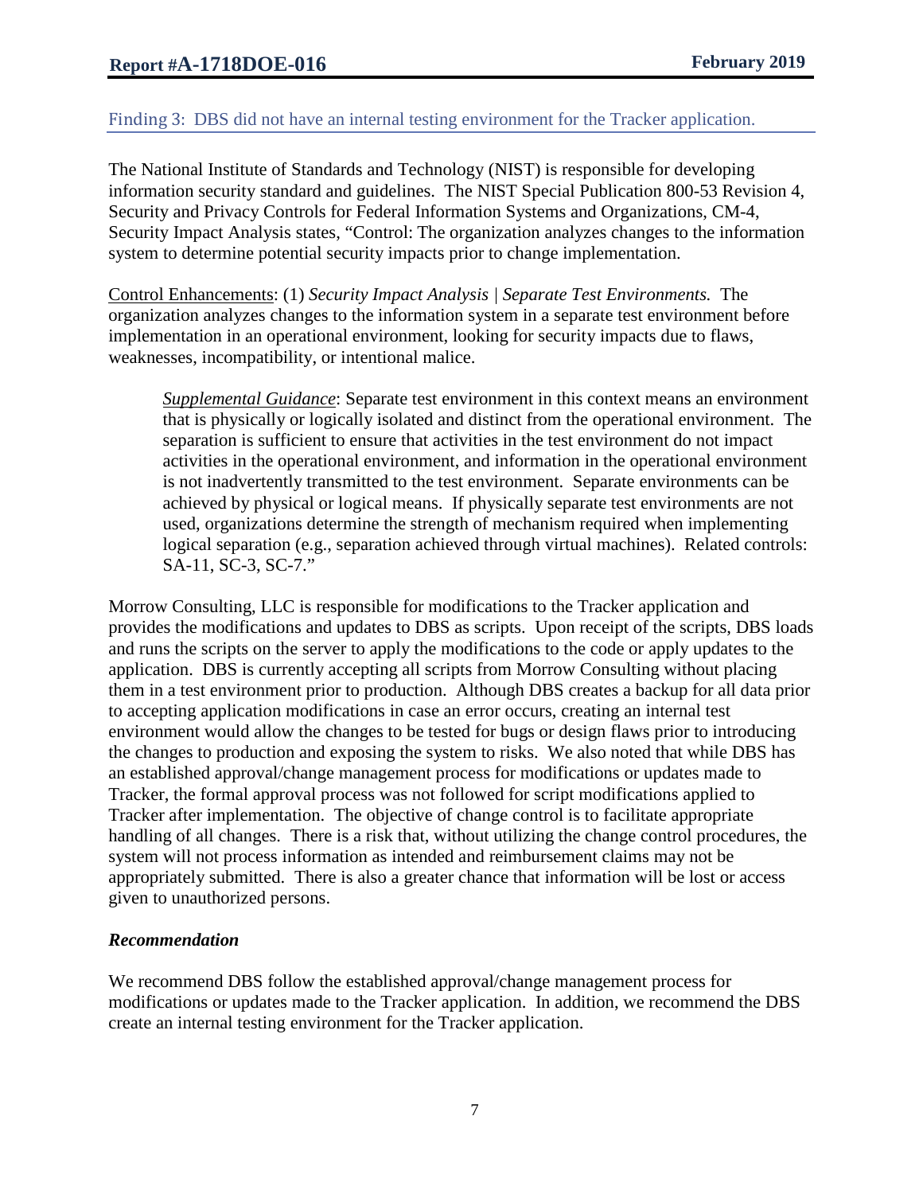## Finding 3: DBS did not have an internal testing environment for the Tracker application.

The National Institute of Standards and Technology (NIST) is responsible for developing information security standard and guidelines. The NIST Special Publication 800-53 Revision 4, Security and Privacy Controls for Federal Information Systems and Organizations, CM-4, Security Impact Analysis states, "Control: The organization analyzes changes to the information system to determine potential security impacts prior to change implementation.

Control Enhancements: (1) *Security Impact Analysis | Separate Test Environments.* The organization analyzes changes to the information system in a separate test environment before implementation in an operational environment, looking for security impacts due to flaws, weaknesses, incompatibility, or intentional malice.

> *Supplemental Guidance*: Separate test environment in this context means an environment that is physically or logically isolated and distinct from the operational environment. The separation is sufficient to ensure that activities in the test environment do not impact activities in the operational environment, and information in the operational environment is not inadvertently transmitted to the test environment. Separate environments can be achieved by physical or logical means. If physically separate test environments are not used, organizations determine the strength of mechanism required when implementing logical separation (e.g., separation achieved through virtual machines). Related controls: SA-11, SC-3, SC-7."

Morrow Consulting, LLC is responsible for modifications to the Tracker application and provides the modifications and updates to DBS as scripts. Upon receipt of the scripts, DBS loads and runs the scripts on the server to apply the modifications to the code or apply updates to the application. DBS is currently accepting all scripts from Morrow Consulting without placing them in a test environment prior to production. Although DBS creates a backup for all data prior to accepting application modifications in case an error occurs, creating an internal test environment would allow the changes to be tested for bugs or design flaws prior to introducing the changes to production and exposing the system to risks. We also noted that while DBS has an established approval/change management process for modifications or updates made to Tracker, the formal approval process was not followed for script modifications applied to Tracker after implementation. The objective of change control is to facilitate appropriate handling of all changes. There is a risk that, without utilizing the change control procedures, the system will not process information as intended and reimbursement claims may not be appropriately submitted. There is also a greater chance that information will be lost or access given to unauthorized persons.

### *Recommendation*

We recommend DBS follow the established approval/change management process for modifications or updates made to the Tracker application. In addition, we recommend the DBS create an internal testing environment for the Tracker application.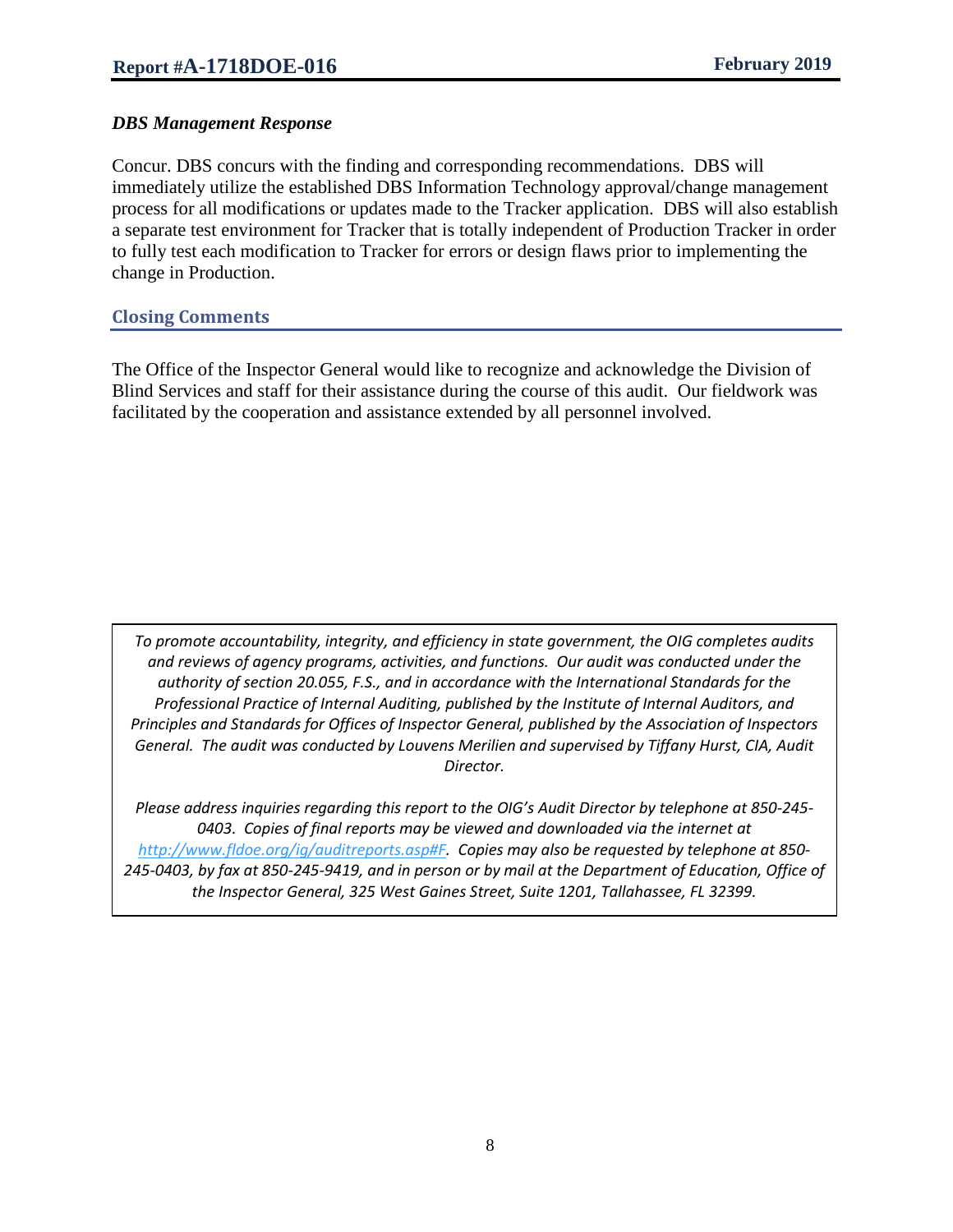### *DBS Management Response*

Concur. DBS concurs with the finding and corresponding recommendations. DBS will immediately utilize the established DBS Information Technology approval/change management process for all modifications or updates made to the Tracker application. DBS will also establish a separate test environment for Tracker that is totally independent of Production Tracker in order to fully test each modification to Tracker for errors or design flaws prior to implementing the change in Production.

## Closing Comments

The Office of the Inspector General would like to recognize and acknowledge the Division of Blind Services and staff for their assistance during the course of this audit. Our fieldwork was facilitated by the cooperation and assistance extended by all personnel involved.

*To promote accountability, integrity, and efficiency in state government, the OIG completes audits and reviews of agency programs, activities, and functions. Our audit was conducted under the authority of section 20.055, F.S., and in accordance with the International Standards for the Professional Practice of Internal Auditing, published by the Institute of Internal Auditors, and Principles and Standards for Offices of Inspector General, published by the Association of Inspectors General. The audit was conducted by Louvens Merilien and supervised by Tiffany Hurst, CIA, Audit Director.*

*Please address inquiries regarding this report to the OIG's Audit Director by telephone at 850-245-0403. Copies of final reports may be viewed and downloaded via the internet at [http://www.fldoe.org/ig/auditreports.asp#F](http://www.fldoe.org/ig/auditreports.asp#F). Copies may also be requested by telephone at 850-245-0403, by fax at 850-245-9419, and in person or by mail at the Department of Education, Office of the Inspector General, 325 West Gaines Street, Suite 1201, Tallahassee, FL 32399.*